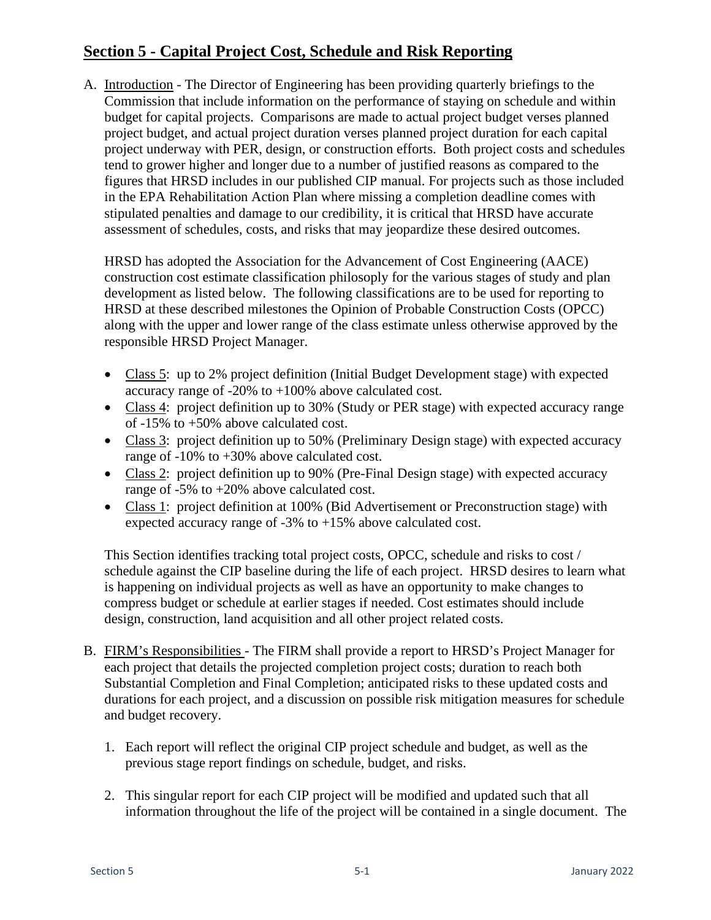## Section 5 - Capital Project Cost, Schedule and Risk Reporting

A. Introduction - The Director of Engineering has been providing quarterly briefings to the Commission that include information on the performance of staying on schedule and within budget for capital projects. Comparisons are made to actual project budget verses planned project budget, and actual project duration verses planned project duration for each capital project underway with PER, design, or construction efforts. Both project costs and schedules tend to grower higher and longer due to a number of justified reasons as compared to the figures that HRSD includes in our published CIP manual. For projects such as those included in the EPA Rehabilitation Action Plan where missing a completion deadline comes with stipulated penalties and damage to our credibility, it is critical that HRSD have accurate assessment of schedules, costs, and risks that may jeopardize these desired outcomes.

   HRSD has adopted the Association for the Advancement of Cost Engineering (AACE) construction cost estimate classification philosoply for the various stages of study and plan development as listed below. The following classifications are to be used for reporting to HRSD at these described milestones the Opinion of Probable Construction Costs (OPCC) along with the upper and lower range of the class estimate unless otherwise approved by the responsible HRSD Project Manager.

   - Class 5: up to 2% project definition (Initial Budget Development stage) with expected accuracy range of -20% to +100% above calculated cost.
   - Class 4: project definition up to 30% (Study or PER stage) with expected accuracy range of -15% to +50% above calculated cost.
   - Class 3: project definition up to 50% (Preliminary Design stage) with expected accuracy range of -10% to +30% above calculated cost.
   - Class 2: project definition up to 90% (Pre-Final Design stage) with expected accuracy range of -5% to +20% above calculated cost.
   - Class 1: project definition at 100% (Bid Advertisement or Preconstruction stage) with expected accuracy range of -3% to +15% above calculated cost.

   This Section identifies tracking total project costs, OPCC, schedule and risks to cost / schedule against the CIP baseline during the life of each project. HRSD desires to learn what is happening on individual projects as well as have an opportunity to make changes to compress budget or schedule at earlier stages if needed. Cost estimates should include design, construction, land acquisition and all other project related costs.

B. FIRM's Responsibilities - The FIRM shall provide a report to HRSD's Project Manager for each project that details the projected completion project costs; duration to reach both Substantial Completion and Final Completion; anticipated risks to these updated costs and durations for each project, and a discussion on possible risk mitigation measures for schedule and budget recovery.

   1. Each report will reflect the original CIP project schedule and budget, as well as the previous stage report findings on schedule, budget, and risks.

   2. This singular report for each CIP project will be modified and updated such that all information throughout the life of the project will be contained in a single document. The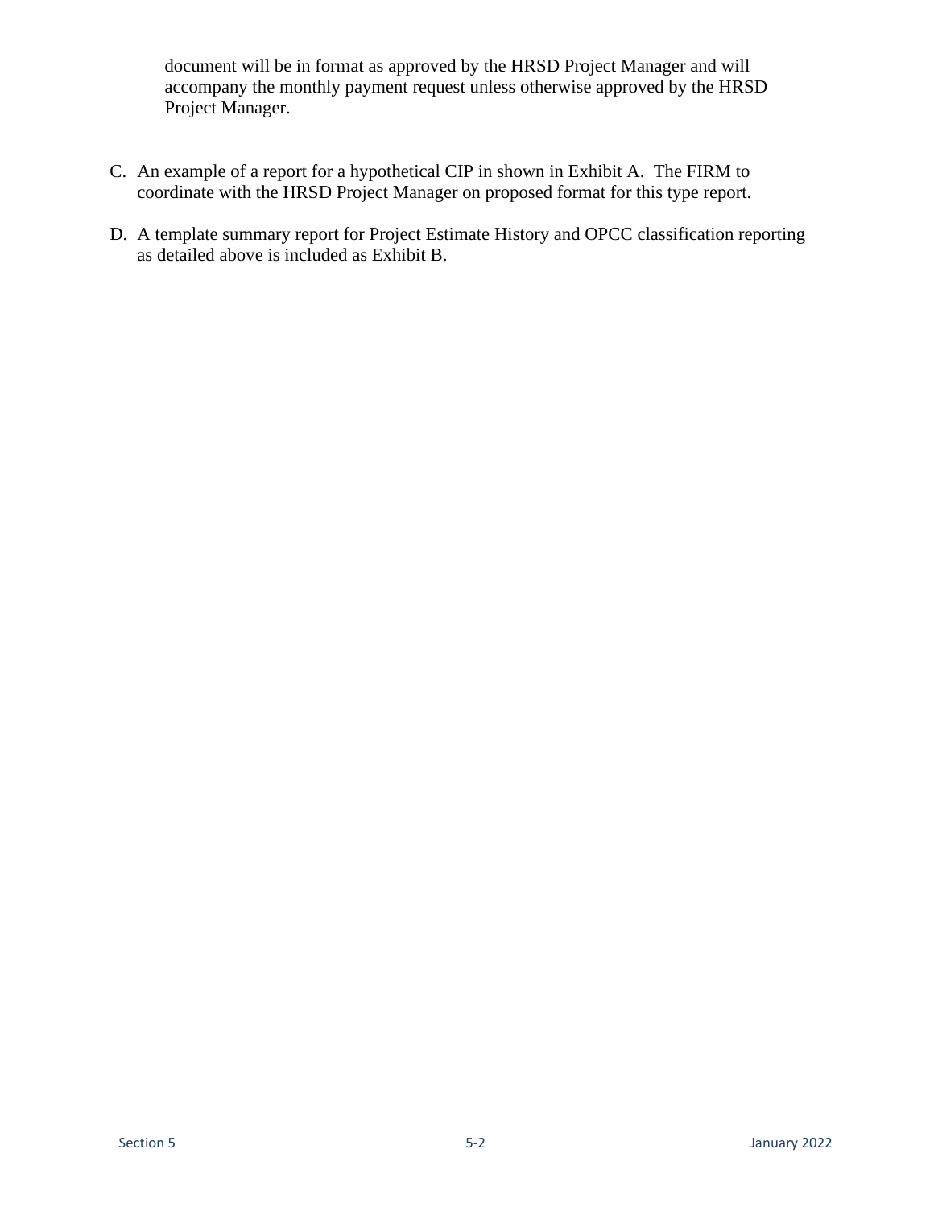document will be in format as approved by the HRSD Project Manager and will accompany the monthly payment request unless otherwise approved by the HRSD Project Manager.

C. An example of a report for a hypothetical CIP in shown in Exhibit A. The FIRM to coordinate with the HRSD Project Manager on proposed format for this type report.

D. A template summary report for Project Estimate History and OPCC classification reporting as detailed above is included as Exhibit B.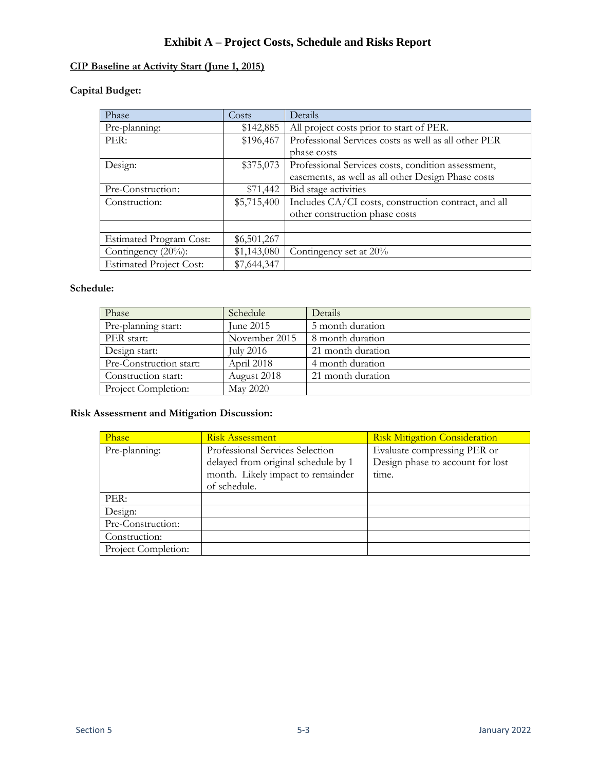# Exhibit A – Project Costs, Schedule and Risks Report

**CIP Baseline at Activity Start (June 1, 2015)**

**Capital Budget:**

| Phase | Costs | Details |
|---|---|---|
| Pre-planning: | $142,885 | All project costs prior to start of PER. |
| PER: | $196,467 | Professional Services costs as well as all other PER phase costs |
| Design: | $375,073 | Professional Services costs, condition assessment, easements, as well as all other Design Phase costs |
| Pre-Construction: | $71,442 | Bid stage activities |
| Construction: | $5,715,400 | Includes CA/CI costs, construction contract, and all other construction phase costs |
| | | |
| Estimated Program Cost: | $6,501,267 | |
| Contingency (20%): | $1,143,080 | Contingency set at 20% |
| Estimated Project Cost: | $7,644,347 | |

**Schedule:**

| Phase | Schedule | Details |
|---|---|---|
| Pre-planning start: | June 2015 | 5 month duration |
| PER start: | November 2015 | 8 month duration |
| Design start: | July 2016 | 21 month duration |
| Pre-Construction start: | April 2018 | 4 month duration |
| Construction start: | August 2018 | 21 month duration |
| Project Completion: | May 2020 | |

**Risk Assessment and Mitigation Discussion:**

| Phase | Risk Assessment | Risk Mitigation Consideration |
|---|---|---|
| Pre-planning: | Professional Services Selection delayed from original schedule by 1 month. Likely impact to remainder of schedule. | Evaluate compressing PER or Design phase to account for lost time. |
| PER: | | |
| Design: | | |
| Pre-Construction: | | |
| Construction: | | |
| Project Completion: | | |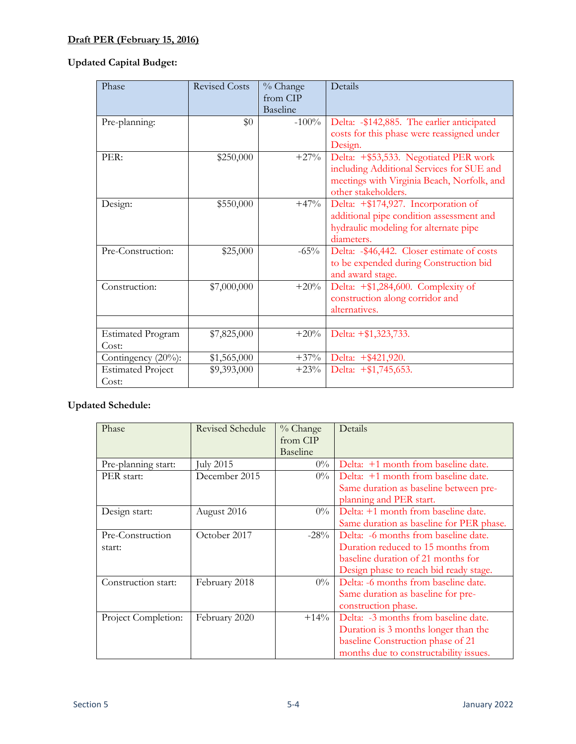**Draft PER (February 15, 2016)**

**Updated Capital Budget:**

| Phase | Revised Costs | % Change from CIP Baseline | Details |
|---|---|---|---|
| Pre-planning: | $0 | -100% | Delta: -$142,885. The earlier anticipated costs for this phase were reassigned under Design. |
| PER: | $250,000 | +27% | Delta: +$53,533. Negotiated PER work including Additional Services for SUE and meetings with Virginia Beach, Norfolk, and other stakeholders. |
| Design: | $550,000 | +47% | Delta: +$174,927. Incorporation of additional pipe condition assessment and hydraulic modeling for alternate pipe diameters. |
| Pre-Construction: | $25,000 | -65% | Delta: -$46,442. Closer estimate of costs to be expended during Construction bid and award stage. |
| Construction: | $7,000,000 | +20% | Delta: +$1,284,600. Complexity of construction along corridor and alternatives. |
| | | | |
| Estimated Program Cost: | $7,825,000 | +20% | Delta: +$1,323,733. |
| Contingency (20%): | $1,565,000 | +37% | Delta: +$421,920. |
| Estimated Project Cost: | $9,393,000 | +23% | Delta: +$1,745,653. |

**Updated Schedule:**

| Phase | Revised Schedule | % Change from CIP Baseline | Details |
|---|---|---|---|
| Pre-planning start: | July 2015 | 0% | Delta: +1 month from baseline date. |
| PER start: | December 2015 | 0% | Delta: +1 month from baseline date. Same duration as baseline between pre-planning and PER start. |
| Design start: | August 2016 | 0% | Delta: +1 month from baseline date. Same duration as baseline for PER phase. |
| Pre-Construction start: | October 2017 | -28% | Delta: -6 months from baseline date. Duration reduced to 15 months from baseline duration of 21 months for Design phase to reach bid ready stage. |
| Construction start: | February 2018 | 0% | Delta: -6 months from baseline date. Same duration as baseline for pre-construction phase. |
| Project Completion: | February 2020 | +14% | Delta: -3 months from baseline date. Duration is 3 months longer than the baseline Construction phase of 21 months due to constructability issues. |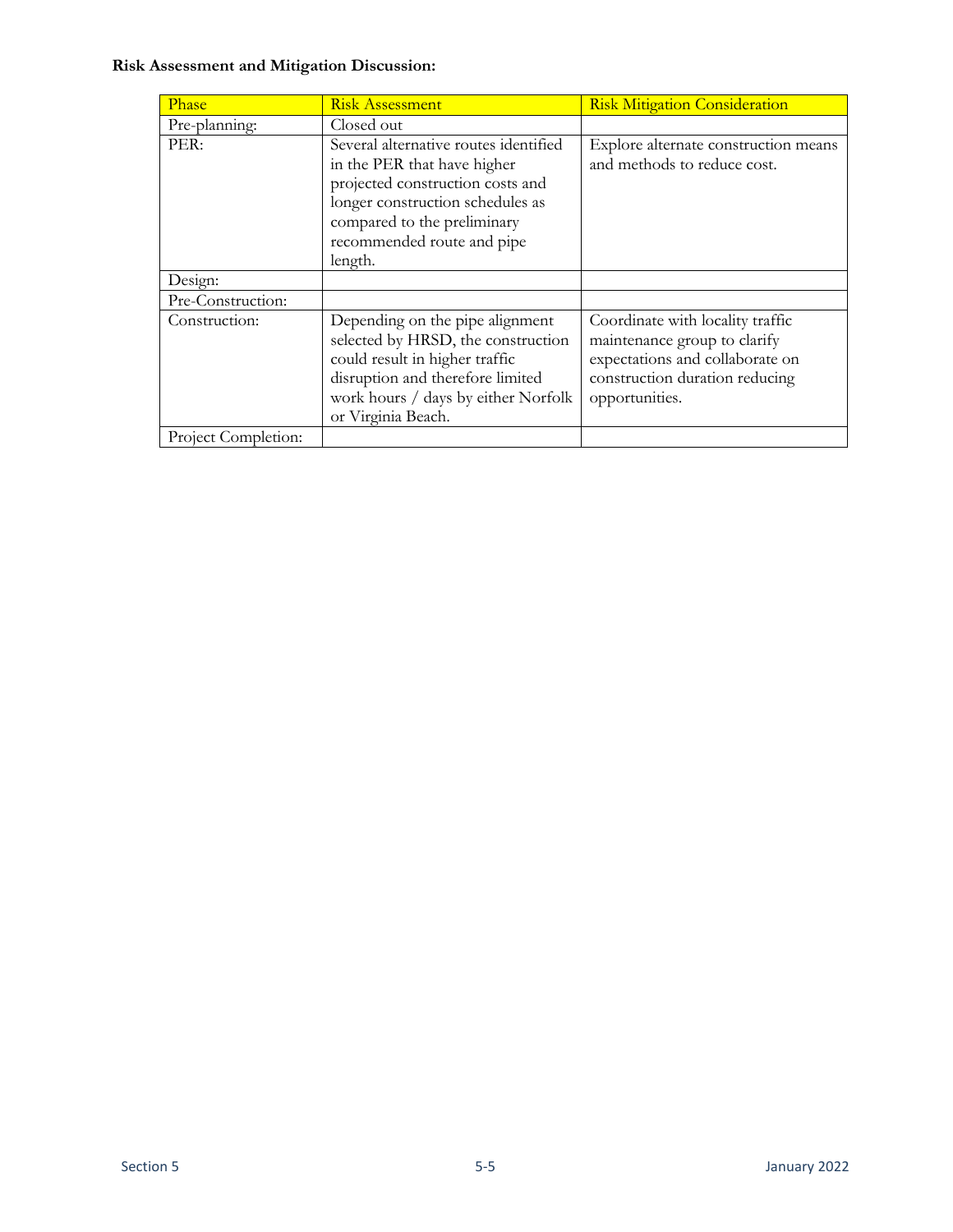**Risk Assessment and Mitigation Discussion:**

| Phase | Risk Assessment | Risk Mitigation Consideration |
|---|---|---|
| Pre-planning: | Closed out | |
| PER: | Several alternative routes identified in the PER that have higher projected construction costs and longer construction schedules as compared to the preliminary recommended route and pipe length. | Explore alternate construction means and methods to reduce cost. |
| Design: | | |
| Pre-Construction: | | |
| Construction: | Depending on the pipe alignment selected by HRSD, the construction could result in higher traffic disruption and therefore limited work hours / days by either Norfolk or Virginia Beach. | Coordinate with locality traffic maintenance group to clarify expectations and collaborate on construction duration reducing opportunities. |
| Project Completion: | | |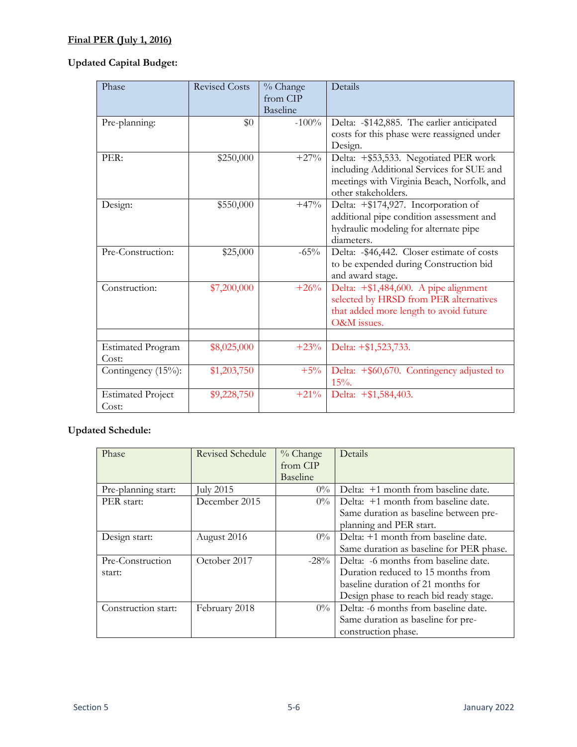**Final PER (July 1, 2016)**

**Updated Capital Budget:**

| Phase | Revised Costs | % Change from CIP Baseline | Details |
|---|---|---|---|
| Pre-planning: | $0 | -100% | Delta: -$142,885. The earlier anticipated costs for this phase were reassigned under Design. |
| PER: | $250,000 | +27% | Delta: +$53,533. Negotiated PER work including Additional Services for SUE and meetings with Virginia Beach, Norfolk, and other stakeholders. |
| Design: | $550,000 | +47% | Delta: +$174,927. Incorporation of additional pipe condition assessment and hydraulic modeling for alternate pipe diameters. |
| Pre-Construction: | $25,000 | -65% | Delta: -$46,442. Closer estimate of costs to be expended during Construction bid and award stage. |
| Construction: | $7,200,000 | +26% | Delta: +$1,484,600. A pipe alignment selected by HRSD from PER alternatives that added more length to avoid future O&M issues. |
| | | | |
| Estimated Program Cost: | $8,025,000 | +23% | Delta: +$1,523,733. |
| Contingency (15%): | $1,203,750 | +5% | Delta: +$60,670. Contingency adjusted to 15%. |
| Estimated Project Cost: | $9,228,750 | +21% | Delta: +$1,584,403. |

**Updated Schedule:**

| Phase | Revised Schedule | % Change from CIP Baseline | Details |
|---|---|---|---|
| Pre-planning start: | July 2015 | 0% | Delta: +1 month from baseline date. |
| PER start: | December 2015 | 0% | Delta: +1 month from baseline date. Same duration as baseline between pre-planning and PER start. |
| Design start: | August 2016 | 0% | Delta: +1 month from baseline date. Same duration as baseline for PER phase. |
| Pre-Construction start: | October 2017 | -28% | Delta: -6 months from baseline date. Duration reduced to 15 months from baseline duration of 21 months for Design phase to reach bid ready stage. |
| Construction start: | February 2018 | 0% | Delta: -6 months from baseline date. Same duration as baseline for pre-construction phase. |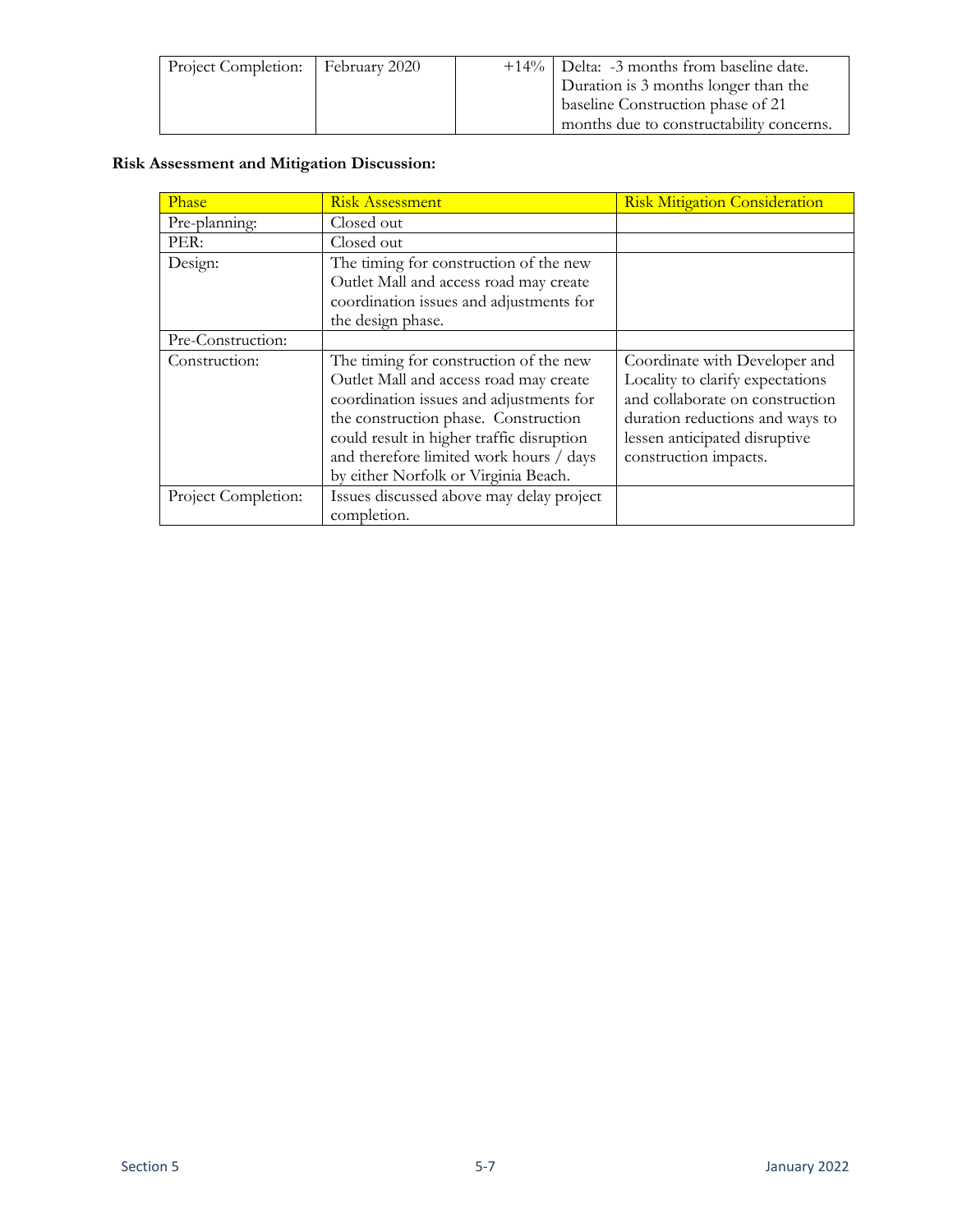| Project Completion: | February 2020 | +14% | Delta: -3 months from baseline date. Duration is 3 months longer than the baseline Construction phase of 21 months due to constructability concerns. |
|---|---|---|---|

**Risk Assessment and Mitigation Discussion:**

| Phase | Risk Assessment | Risk Mitigation Consideration |
|---|---|---|
| Pre-planning: | Closed out | |
| PER: | Closed out | |
| Design: | The timing for construction of the new Outlet Mall and access road may create coordination issues and adjustments for the design phase. | |
| Pre-Construction: | | |
| Construction: | The timing for construction of the new Outlet Mall and access road may create coordination issues and adjustments for the construction phase. Construction could result in higher traffic disruption and therefore limited work hours / days by either Norfolk or Virginia Beach. | Coordinate with Developer and Locality to clarify expectations and collaborate on construction duration reductions and ways to lessen anticipated disruptive construction impacts. |
| Project Completion: | Issues discussed above may delay project completion. | |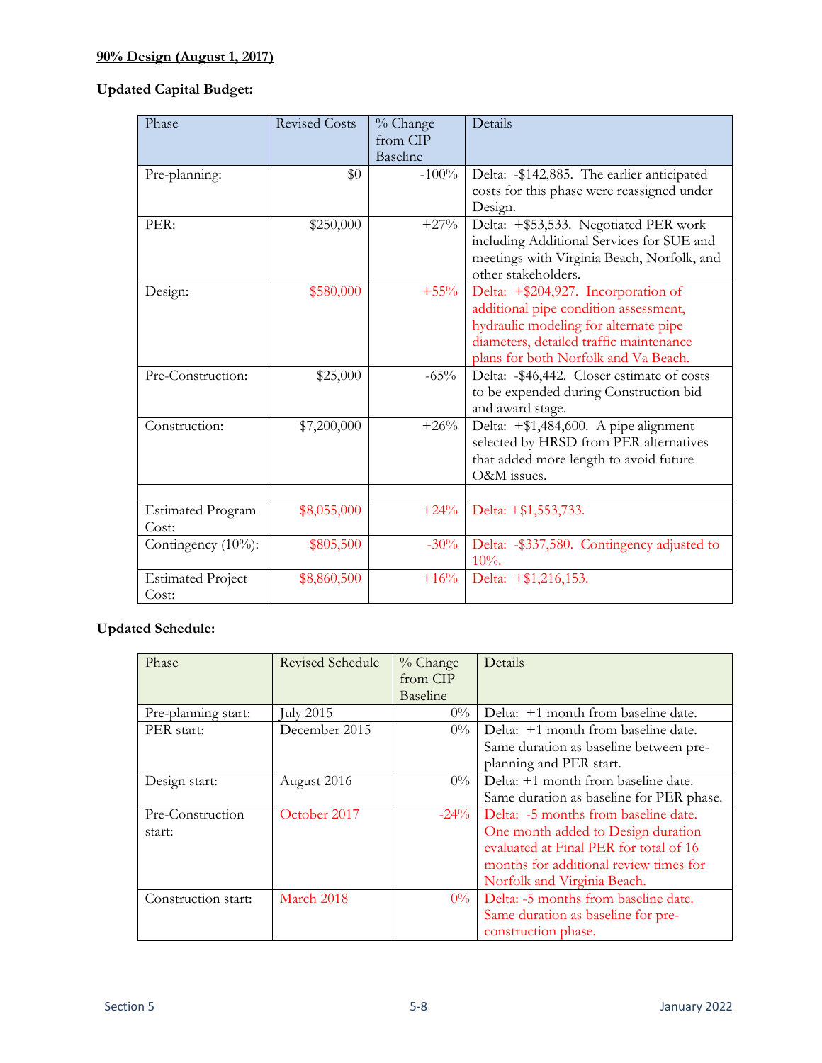**90% Design (August 1, 2017)**

**Updated Capital Budget:**

| Phase | Revised Costs | % Change from CIP Baseline | Details |
|---|---|---|---|
| Pre-planning: | $0 | -100% | Delta: -$142,885. The earlier anticipated costs for this phase were reassigned under Design. |
| PER: | $250,000 | +27% | Delta: +$53,533. Negotiated PER work including Additional Services for SUE and meetings with Virginia Beach, Norfolk, and other stakeholders. |
| Design: | $580,000 | +55% | Delta: +$204,927. Incorporation of additional pipe condition assessment, hydraulic modeling for alternate pipe diameters, detailed traffic maintenance plans for both Norfolk and Va Beach. |
| Pre-Construction: | $25,000 | -65% | Delta: -$46,442. Closer estimate of costs to be expended during Construction bid and award stage. |
| Construction: | $7,200,000 | +26% | Delta: +$1,484,600. A pipe alignment selected by HRSD from PER alternatives that added more length to avoid future O&M issues. |
| | | | |
| Estimated Program Cost: | $8,055,000 | +24% | Delta: +$1,553,733. |
| Contingency (10%): | $805,500 | -30% | Delta: -$337,580. Contingency adjusted to 10%. |
| Estimated Project Cost: | $8,860,500 | +16% | Delta: +$1,216,153. |

**Updated Schedule:**

| Phase | Revised Schedule | % Change from CIP Baseline | Details |
|---|---|---|---|
| Pre-planning start: | July 2015 | 0% | Delta: +1 month from baseline date. |
| PER start: | December 2015 | 0% | Delta: +1 month from baseline date. Same duration as baseline between pre-planning and PER start. |
| Design start: | August 2016 | 0% | Delta: +1 month from baseline date. Same duration as baseline for PER phase. |
| Pre-Construction start: | October 2017 | -24% | Delta: -5 months from baseline date. One month added to Design duration evaluated at Final PER for total of 16 months for additional review times for Norfolk and Virginia Beach. |
| Construction start: | March 2018 | 0% | Delta: -5 months from baseline date. Same duration as baseline for pre-construction phase. |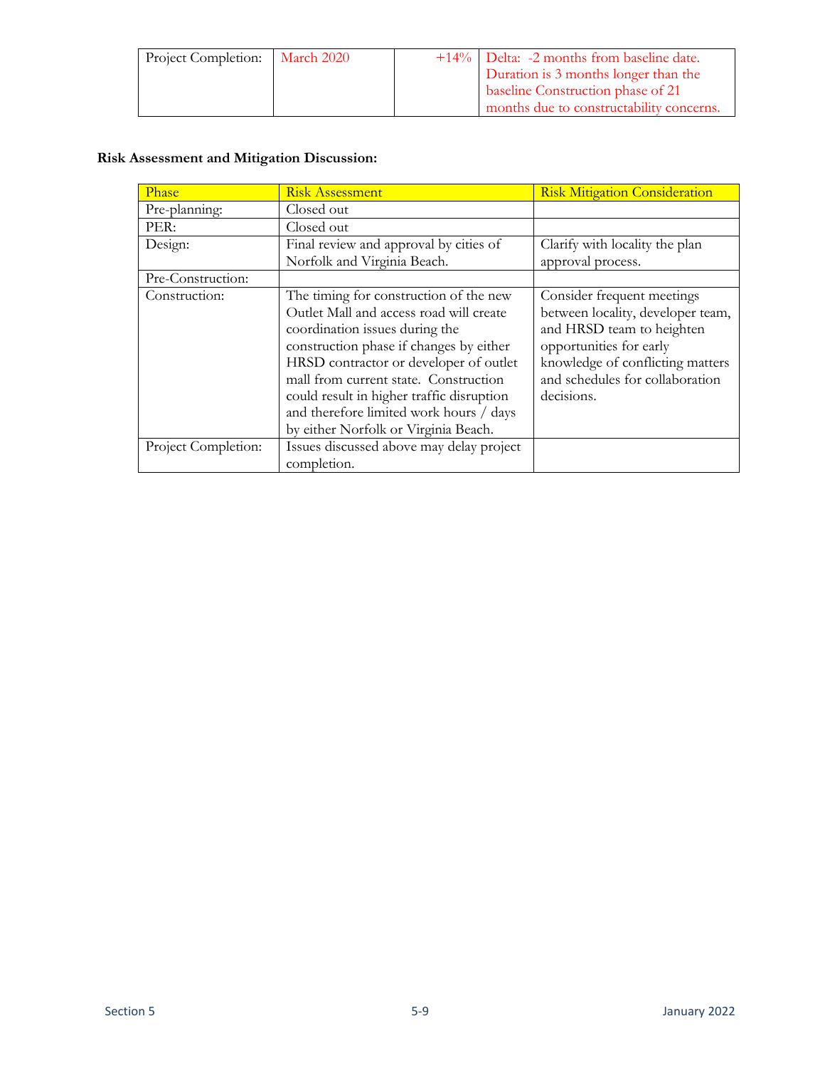| Project Completion: | March 2020 | +14% | Delta: -2 months from baseline date. Duration is 3 months longer than the baseline Construction phase of 21 months due to constructability concerns. |
|---|---|---|---|

**Risk Assessment and Mitigation Discussion:**

| Phase | Risk Assessment | Risk Mitigation Consideration |
|---|---|---|
| Pre-planning: | Closed out | |
| PER: | Closed out | |
| Design: | Final review and approval by cities of Norfolk and Virginia Beach. | Clarify with locality the plan approval process. |
| Pre-Construction: | | |
| Construction: | The timing for construction of the new Outlet Mall and access road will create coordination issues during the construction phase if changes by either HRSD contractor or developer of outlet mall from current state. Construction could result in higher traffic disruption and therefore limited work hours / days by either Norfolk or Virginia Beach. | Consider frequent meetings between locality, developer team, and HRSD team to heighten opportunities for early knowledge of conflicting matters and schedules for collaboration decisions. |
| Project Completion: | Issues discussed above may delay project completion. | |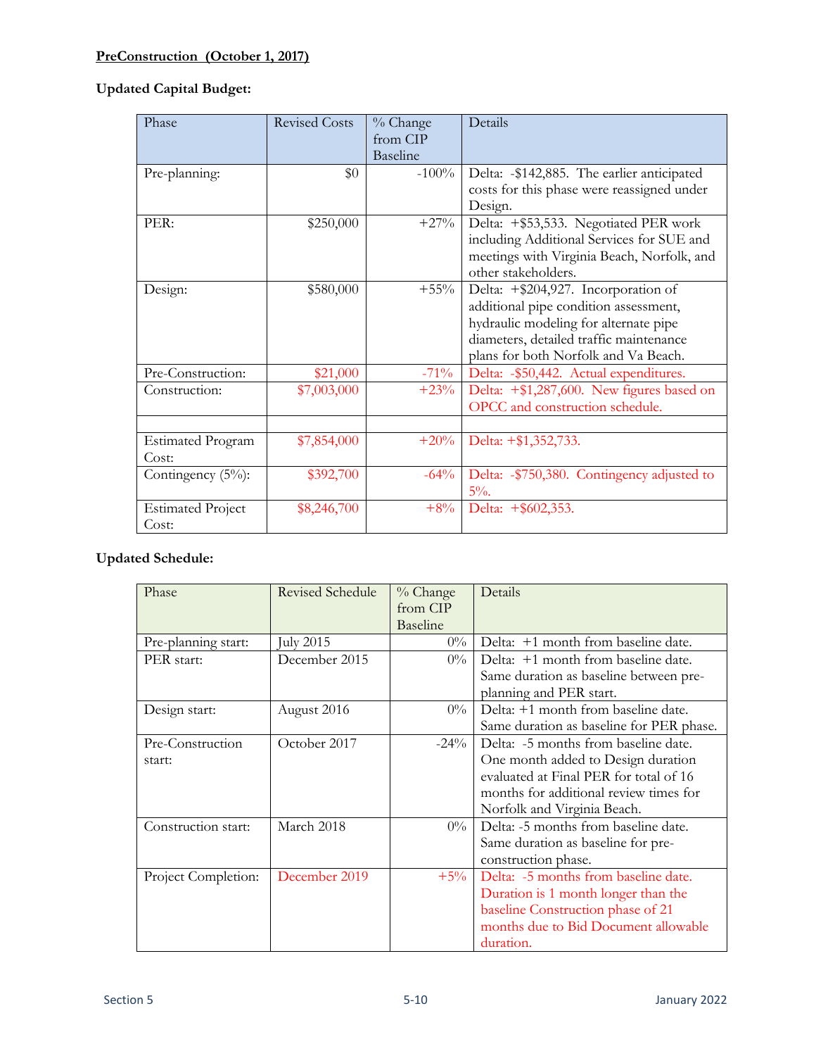**PreConstruction (October 1, 2017)**

**Updated Capital Budget:**

| Phase | Revised Costs | % Change from CIP Baseline | Details |
|---|---|---|---|
| Pre-planning: | $0 | -100% | Delta: -$142,885. The earlier anticipated costs for this phase were reassigned under Design. |
| PER: | $250,000 | +27% | Delta: +$53,533. Negotiated PER work including Additional Services for SUE and meetings with Virginia Beach, Norfolk, and other stakeholders. |
| Design: | $580,000 | +55% | Delta: +$204,927. Incorporation of additional pipe condition assessment, hydraulic modeling for alternate pipe diameters, detailed traffic maintenance plans for both Norfolk and Va Beach. |
| Pre-Construction: | $21,000 | -71% | Delta: -$50,442. Actual expenditures. |
| Construction: | $7,003,000 | +23% | Delta: +$1,287,600. New figures based on OPCC and construction schedule. |
| | | | |
| Estimated Program Cost: | $7,854,000 | +20% | Delta: +$1,352,733. |
| Contingency (5%): | $392,700 | -64% | Delta: -$750,380. Contingency adjusted to 5%. |
| Estimated Project Cost: | $8,246,700 | +8% | Delta: +$602,353. |

**Updated Schedule:**

| Phase | Revised Schedule | % Change from CIP Baseline | Details |
|---|---|---|---|
| Pre-planning start: | July 2015 | 0% | Delta: +1 month from baseline date. |
| PER start: | December 2015 | 0% | Delta: +1 month from baseline date. Same duration as baseline between pre-planning and PER start. |
| Design start: | August 2016 | 0% | Delta: +1 month from baseline date. Same duration as baseline for PER phase. |
| Pre-Construction start: | October 2017 | -24% | Delta: -5 months from baseline date. One month added to Design duration evaluated at Final PER for total of 16 months for additional review times for Norfolk and Virginia Beach. |
| Construction start: | March 2018 | 0% | Delta: -5 months from baseline date. Same duration as baseline for pre-construction phase. |
| Project Completion: | December 2019 | +5% | Delta: -5 months from baseline date. Duration is 1 month longer than the baseline Construction phase of 21 months due to Bid Document allowable duration. |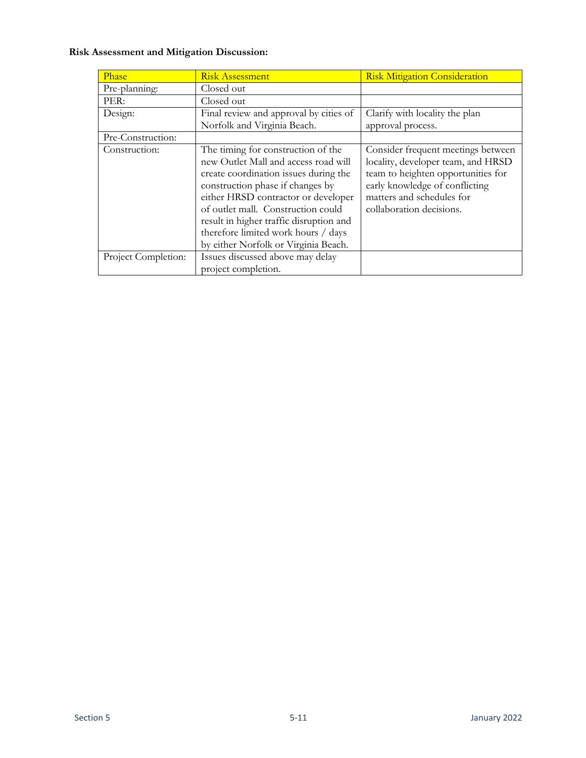**Risk Assessment and Mitigation Discussion:**

| Phase | Risk Assessment | Risk Mitigation Consideration |
| --- | --- | --- |
| Pre-planning: | Closed out | |
| PER: | Closed out | |
| Design: | Final review and approval by cities of Norfolk and Virginia Beach. | Clarify with locality the plan approval process. |
| Pre-Construction: | | |
| Construction: | The timing for construction of the new Outlet Mall and access road will create coordination issues during the construction phase if changes by either HRSD contractor or developer of outlet mall. Construction could result in higher traffic disruption and therefore limited work hours / days by either Norfolk or Virginia Beach. | Consider frequent meetings between locality, developer team, and HRSD team to heighten opportunities for early knowledge of conflicting matters and schedules for collaboration decisions. |
| Project Completion: | Issues discussed above may delay project completion. | |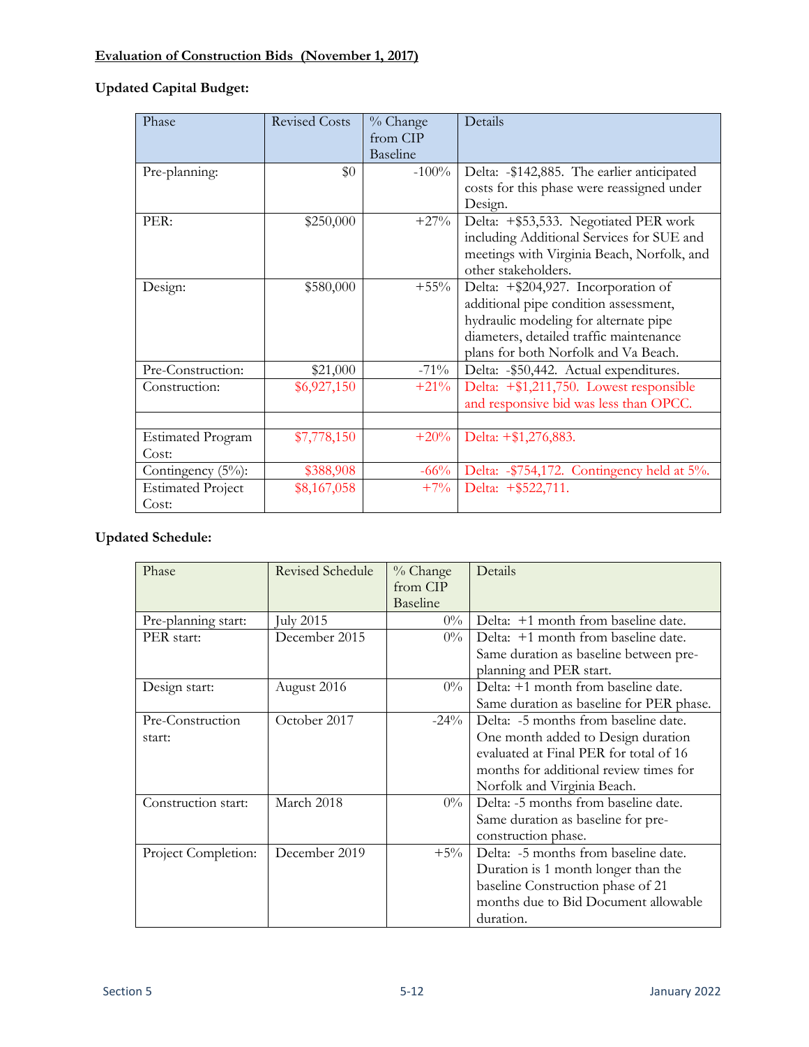**Evaluation of Construction Bids (November 1, 2017)**

**Updated Capital Budget:**

| Phase | Revised Costs | % Change from CIP Baseline | Details |
|---|---|---|---|
| Pre-planning: | $0 | -100% | Delta: -$142,885. The earlier anticipated costs for this phase were reassigned under Design. |
| PER: | $250,000 | +27% | Delta: +$53,533. Negotiated PER work including Additional Services for SUE and meetings with Virginia Beach, Norfolk, and other stakeholders. |
| Design: | $580,000 | +55% | Delta: +$204,927. Incorporation of additional pipe condition assessment, hydraulic modeling for alternate pipe diameters, detailed traffic maintenance plans for both Norfolk and Va Beach. |
| Pre-Construction: | $21,000 | -71% | Delta: -$50,442. Actual expenditures. |
| Construction: | $6,927,150 | +21% | Delta: +$1,211,750. Lowest responsible and responsive bid was less than OPCC. |
| | | | |
| Estimated Program Cost: | $7,778,150 | +20% | Delta: +$1,276,883. |
| Contingency (5%): | $388,908 | -66% | Delta: -$754,172. Contingency held at 5%. |
| Estimated Project Cost: | $8,167,058 | +7% | Delta: +$522,711. |

**Updated Schedule:**

| Phase | Revised Schedule | % Change from CIP Baseline | Details |
|---|---|---|---|
| Pre-planning start: | July 2015 | 0% | Delta: +1 month from baseline date. |
| PER start: | December 2015 | 0% | Delta: +1 month from baseline date. Same duration as baseline between pre-planning and PER start. |
| Design start: | August 2016 | 0% | Delta: +1 month from baseline date. Same duration as baseline for PER phase. |
| Pre-Construction start: | October 2017 | -24% | Delta: -5 months from baseline date. One month added to Design duration evaluated at Final PER for total of 16 months for additional review times for Norfolk and Virginia Beach. |
| Construction start: | March 2018 | 0% | Delta: -5 months from baseline date. Same duration as baseline for pre-construction phase. |
| Project Completion: | December 2019 | +5% | Delta: -5 months from baseline date. Duration is 1 month longer than the baseline Construction phase of 21 months due to Bid Document allowable duration. |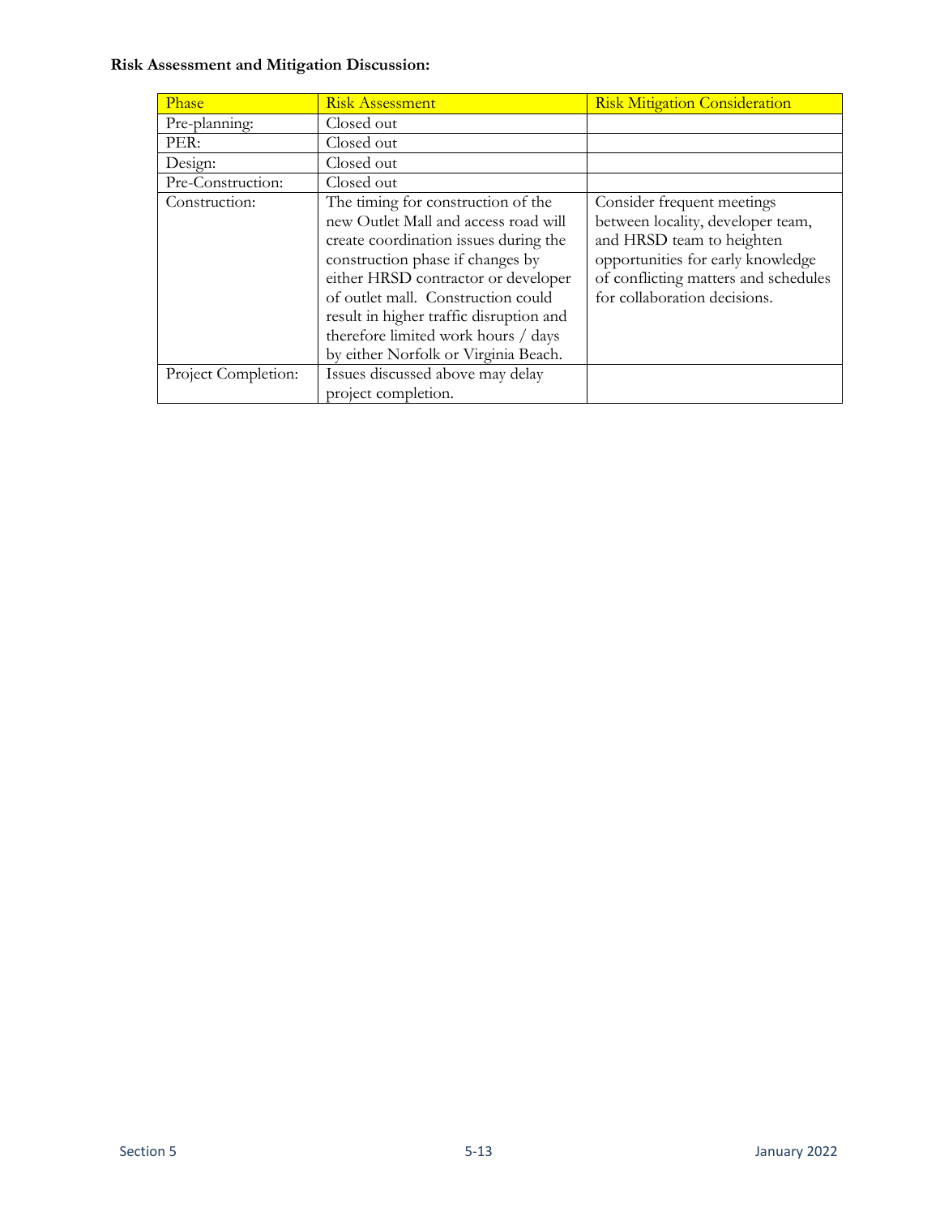**Risk Assessment and Mitigation Discussion:**

| Phase | Risk Assessment | Risk Mitigation Consideration |
|---|---|---|
| Pre-planning: | Closed out | |
| PER: | Closed out | |
| Design: | Closed out | |
| Pre-Construction: | Closed out | |
| Construction: | The timing for construction of the new Outlet Mall and access road will create coordination issues during the construction phase if changes by either HRSD contractor or developer of outlet mall. Construction could result in higher traffic disruption and therefore limited work hours / days by either Norfolk or Virginia Beach. | Consider frequent meetings between locality, developer team, and HRSD team to heighten opportunities for early knowledge of conflicting matters and schedules for collaboration decisions. |
| Project Completion: | Issues discussed above may delay project completion. | |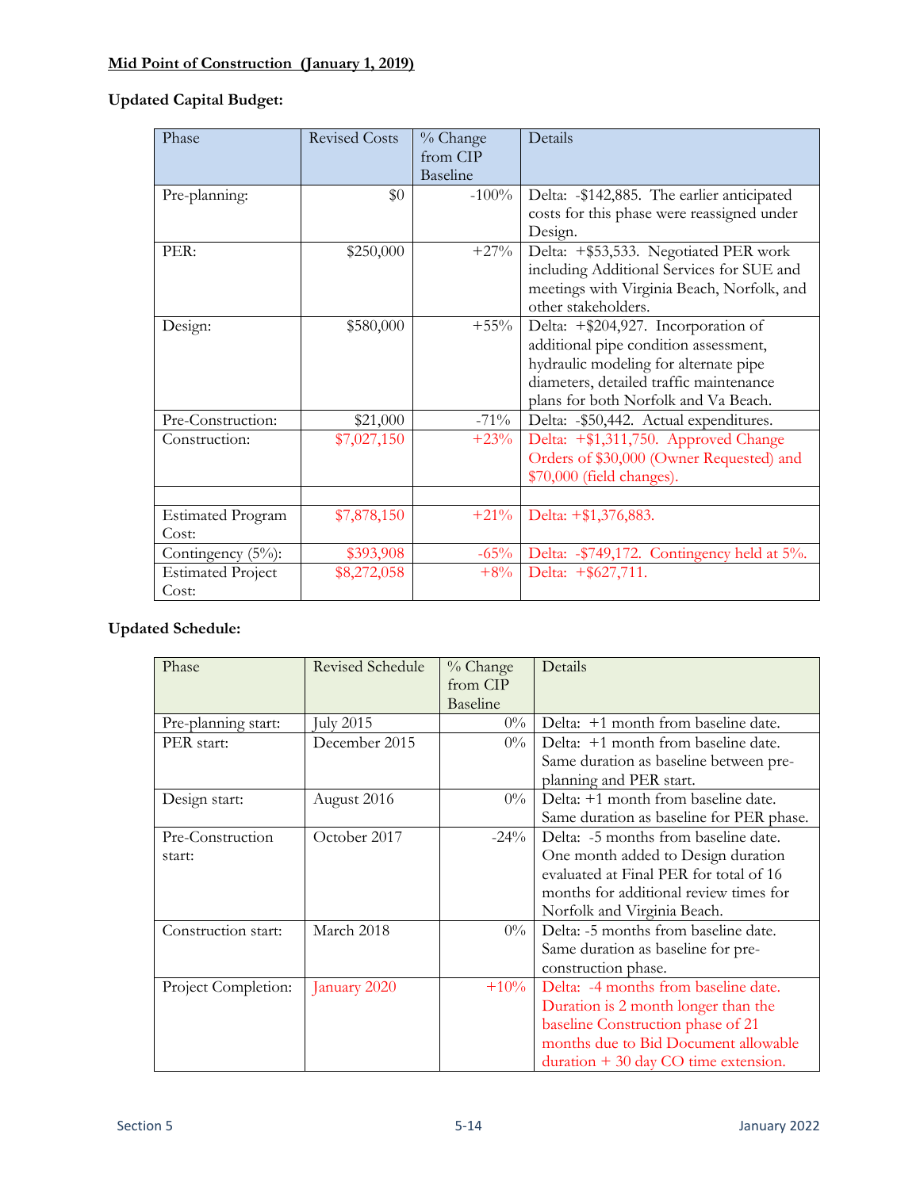**Mid Point of Construction (January 1, 2019)**

**Updated Capital Budget:**

| Phase | Revised Costs | % Change from CIP Baseline | Details |
|---|---|---|---|
| Pre-planning: | $0 | -100% | Delta: -$142,885. The earlier anticipated costs for this phase were reassigned under Design. |
| PER: | $250,000 | +27% | Delta: +$53,533. Negotiated PER work including Additional Services for SUE and meetings with Virginia Beach, Norfolk, and other stakeholders. |
| Design: | $580,000 | +55% | Delta: +$204,927. Incorporation of additional pipe condition assessment, hydraulic modeling for alternate pipe diameters, detailed traffic maintenance plans for both Norfolk and Va Beach. |
| Pre-Construction: | $21,000 | -71% | Delta: -$50,442. Actual expenditures. |
| Construction: | $7,027,150 | +23% | Delta: +$1,311,750. Approved Change Orders of $30,000 (Owner Requested) and $70,000 (field changes). |
| | | | |
| Estimated Program Cost: | $7,878,150 | +21% | Delta: +$1,376,883. |
| Contingency (5%): | $393,908 | -65% | Delta: -$749,172. Contingency held at 5%. |
| Estimated Project Cost: | $8,272,058 | +8% | Delta: +$627,711. |

**Updated Schedule:**

| Phase | Revised Schedule | % Change from CIP Baseline | Details |
|---|---|---|---|
| Pre-planning start: | July 2015 | 0% | Delta: +1 month from baseline date. |
| PER start: | December 2015 | 0% | Delta: +1 month from baseline date. Same duration as baseline between pre-planning and PER start. |
| Design start: | August 2016 | 0% | Delta: +1 month from baseline date. Same duration as baseline for PER phase. |
| Pre-Construction start: | October 2017 | -24% | Delta: -5 months from baseline date. One month added to Design duration evaluated at Final PER for total of 16 months for additional review times for Norfolk and Virginia Beach. |
| Construction start: | March 2018 | 0% | Delta: -5 months from baseline date. Same duration as baseline for pre-construction phase. |
| Project Completion: | January 2020 | +10% | Delta: -4 months from baseline date. Duration is 2 month longer than the baseline Construction phase of 21 months due to Bid Document allowable duration + 30 day CO time extension. |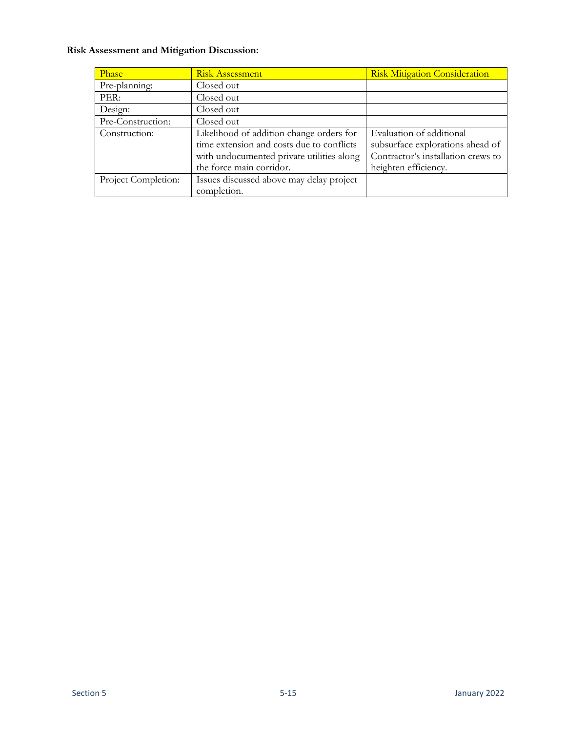**Risk Assessment and Mitigation Discussion:**

| Phase | Risk Assessment | Risk Mitigation Consideration |
|---|---|---|
| Pre-planning: | Closed out | |
| PER: | Closed out | |
| Design: | Closed out | |
| Pre-Construction: | Closed out | |
| Construction: | Likelihood of addition change orders for time extension and costs due to conflicts with undocumented private utilities along the force main corridor. | Evaluation of additional subsurface explorations ahead of Contractor's installation crews to heighten efficiency. |
| Project Completion: | Issues discussed above may delay project completion. | |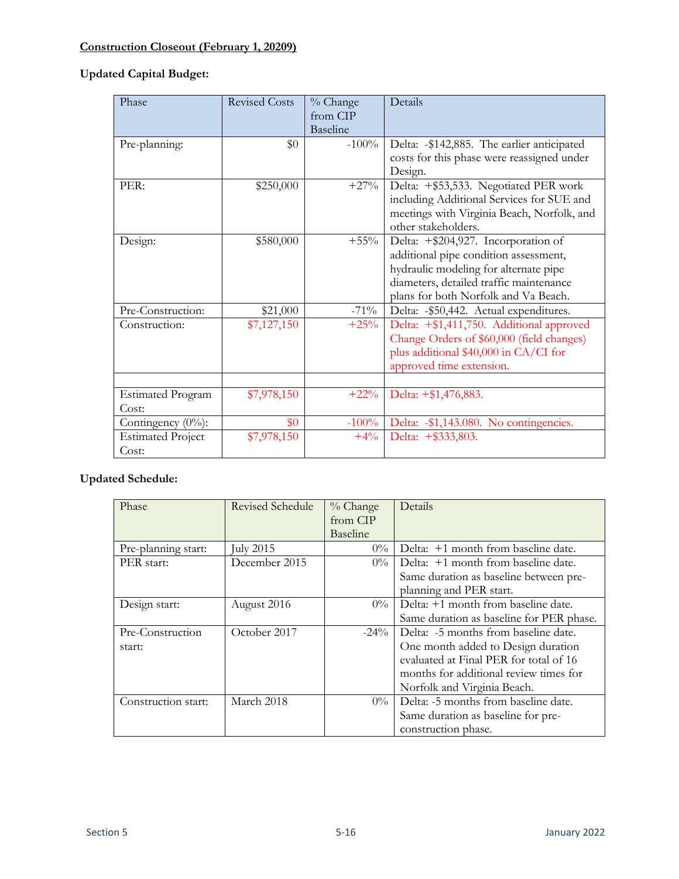**Construction Closeout (February 1, 20209)**

**Updated Capital Budget:**

| Phase | Revised Costs | % Change from CIP Baseline | Details |
|---|---|---|---|
| Pre-planning: | $0 | -100% | Delta: -$142,885. The earlier anticipated costs for this phase were reassigned under Design. |
| PER: | $250,000 | +27% | Delta: +$53,533. Negotiated PER work including Additional Services for SUE and meetings with Virginia Beach, Norfolk, and other stakeholders. |
| Design: | $580,000 | +55% | Delta: +$204,927. Incorporation of additional pipe condition assessment, hydraulic modeling for alternate pipe diameters, detailed traffic maintenance plans for both Norfolk and Va Beach. |
| Pre-Construction: | $21,000 | -71% | Delta: -$50,442. Actual expenditures. |
| Construction: | $7,127,150 | +25% | Delta: +$1,411,750. Additional approved Change Orders of $60,000 (field changes) plus additional $40,000 in CA/CI for approved time extension. |
| | | | |
| Estimated Program Cost: | $7,978,150 | +22% | Delta: +$1,476,883. |
| Contingency (0%): | $0 | -100% | Delta: -$1,143.080. No contingencies. |
| Estimated Project Cost: | $7,978,150 | +4% | Delta: +$333,803. |

**Updated Schedule:**

| Phase | Revised Schedule | % Change from CIP Baseline | Details |
|---|---|---|---|
| Pre-planning start: | July 2015 | 0% | Delta: +1 month from baseline date. |
| PER start: | December 2015 | 0% | Delta: +1 month from baseline date. Same duration as baseline between pre-planning and PER start. |
| Design start: | August 2016 | 0% | Delta: +1 month from baseline date. Same duration as baseline for PER phase. |
| Pre-Construction start: | October 2017 | -24% | Delta: -5 months from baseline date. One month added to Design duration evaluated at Final PER for total of 16 months for additional review times for Norfolk and Virginia Beach. |
| Construction start: | March 2018 | 0% | Delta: -5 months from baseline date. Same duration as baseline for pre-construction phase. |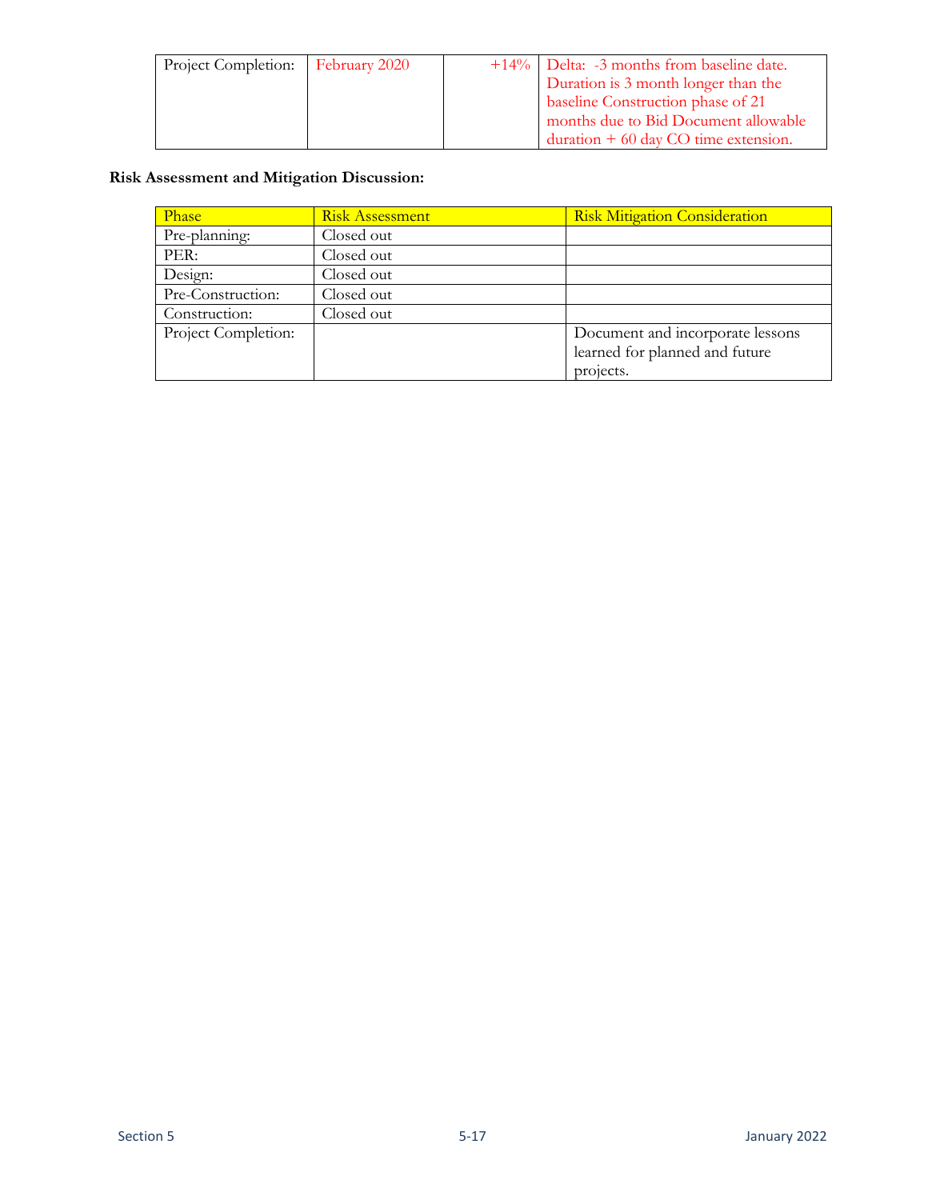| Project Completion: | February 2020 | +14% | Delta: -3 months from baseline date. Duration is 3 month longer than the baseline Construction phase of 21 months due to Bid Document allowable duration + 60 day CO time extension. |
|---|---|---|---|

**Risk Assessment and Mitigation Discussion:**

| Phase | Risk Assessment | Risk Mitigation Consideration |
|---|---|---|
| Pre-planning: | Closed out | |
| PER: | Closed out | |
| Design: | Closed out | |
| Pre-Construction: | Closed out | |
| Construction: | Closed out | |
| Project Completion: | | Document and incorporate lessons learned for planned and future projects. |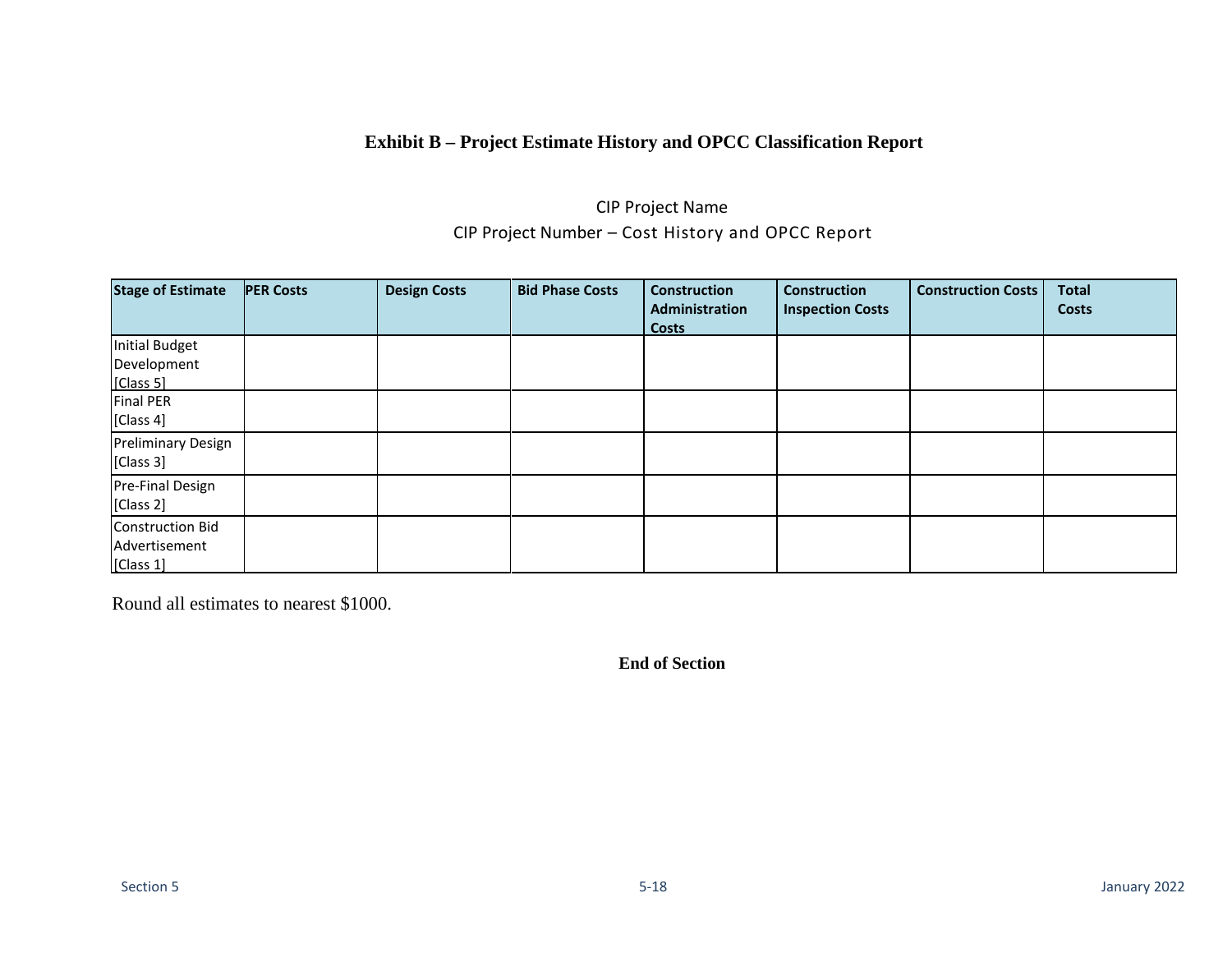## Exhibit B – Project Estimate History and OPCC Classification Report

CIP Project Name

CIP Project Number – Cost History and OPCC Report

| Stage of Estimate | PER Costs | Design Costs | Bid Phase Costs | Construction Administration Costs | Construction Inspection Costs | Construction Costs | Total Costs |
|---|---|---|---|---|---|---|---|
| Initial Budget Development [Class 5] | | | | | | | |
| Final PER [Class 4] | | | | | | | |
| Preliminary Design [Class 3] | | | | | | | |
| Pre-Final Design [Class 2] | | | | | | | |
| Construction Bid Advertisement [Class 1] | | | | | | | |

Round all estimates to nearest $1000.

**End of Section**